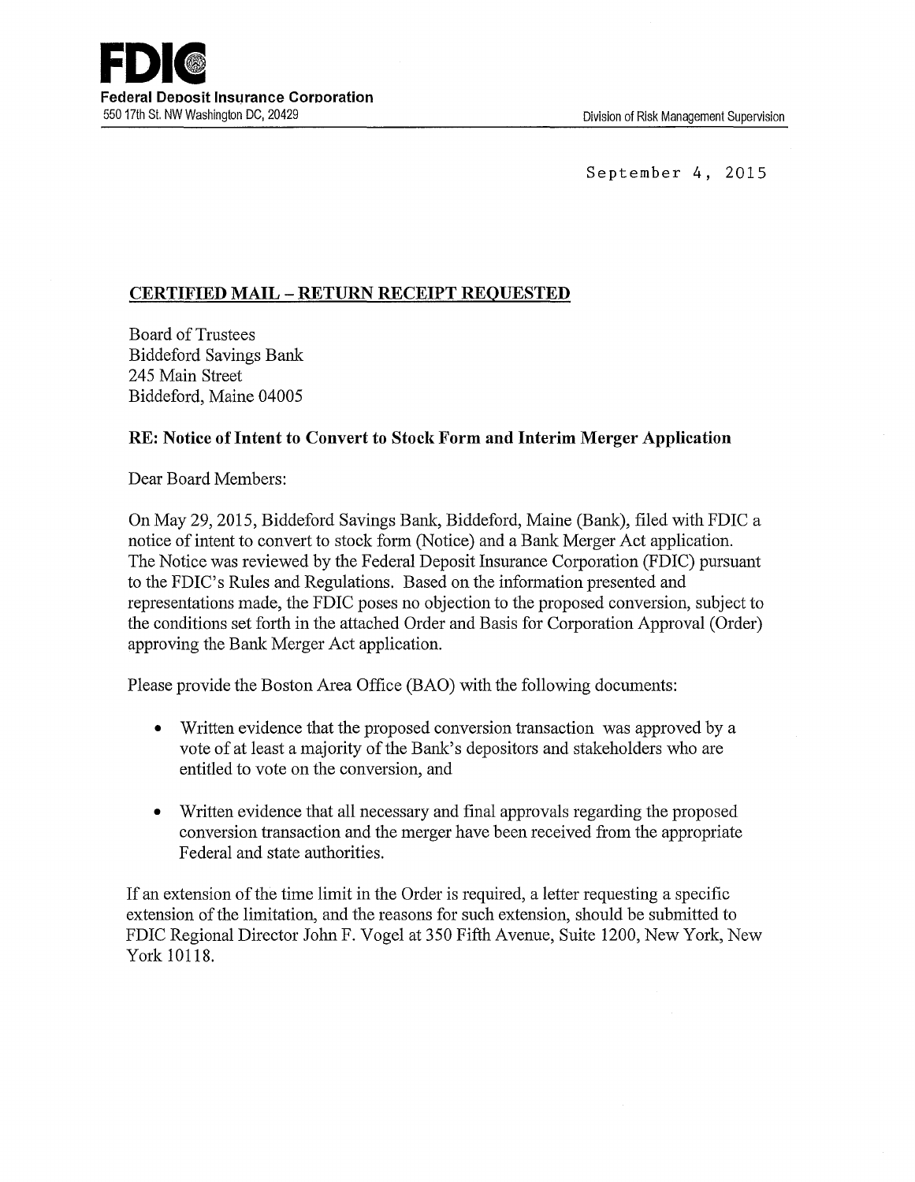**FDIC**

**Federal Deposit Insurance Corporation**

550 17th St. NW Washington DC, 20429

Division of Risk Management Supervision

September 4, 2015

**CERTIFIED MAIL – RETURN RECEIPT REQUESTED**

Board of Trustees
Biddeford Savings Bank
245 Main Street
Biddeford, Maine 04005

**RE: Notice of Intent to Convert to Stock Form and Interim Merger Application**

Dear Board Members:

On May 29, 2015, Biddeford Savings Bank, Biddeford, Maine (Bank), filed with FDIC a notice of intent to convert to stock form (Notice) and a Bank Merger Act application. The Notice was reviewed by the Federal Deposit Insurance Corporation (FDIC) pursuant to the FDIC's Rules and Regulations. Based on the information presented and representations made, the FDIC poses no objection to the proposed conversion, subject to the conditions set forth in the attached Order and Basis for Corporation Approval (Order) approving the Bank Merger Act application.

Please provide the Boston Area Office (BAO) with the following documents:

- Written evidence that the proposed conversion transaction was approved by a vote of at least a majority of the Bank's depositors and stakeholders who are entitled to vote on the conversion, and
- Written evidence that all necessary and final approvals regarding the proposed conversion transaction and the merger have been received from the appropriate Federal and state authorities.

If an extension of the time limit in the Order is required, a letter requesting a specific extension of the limitation, and the reasons for such extension, should be submitted to FDIC Regional Director John F. Vogel at 350 Fifth Avenue, Suite 1200, New York, New York 10118.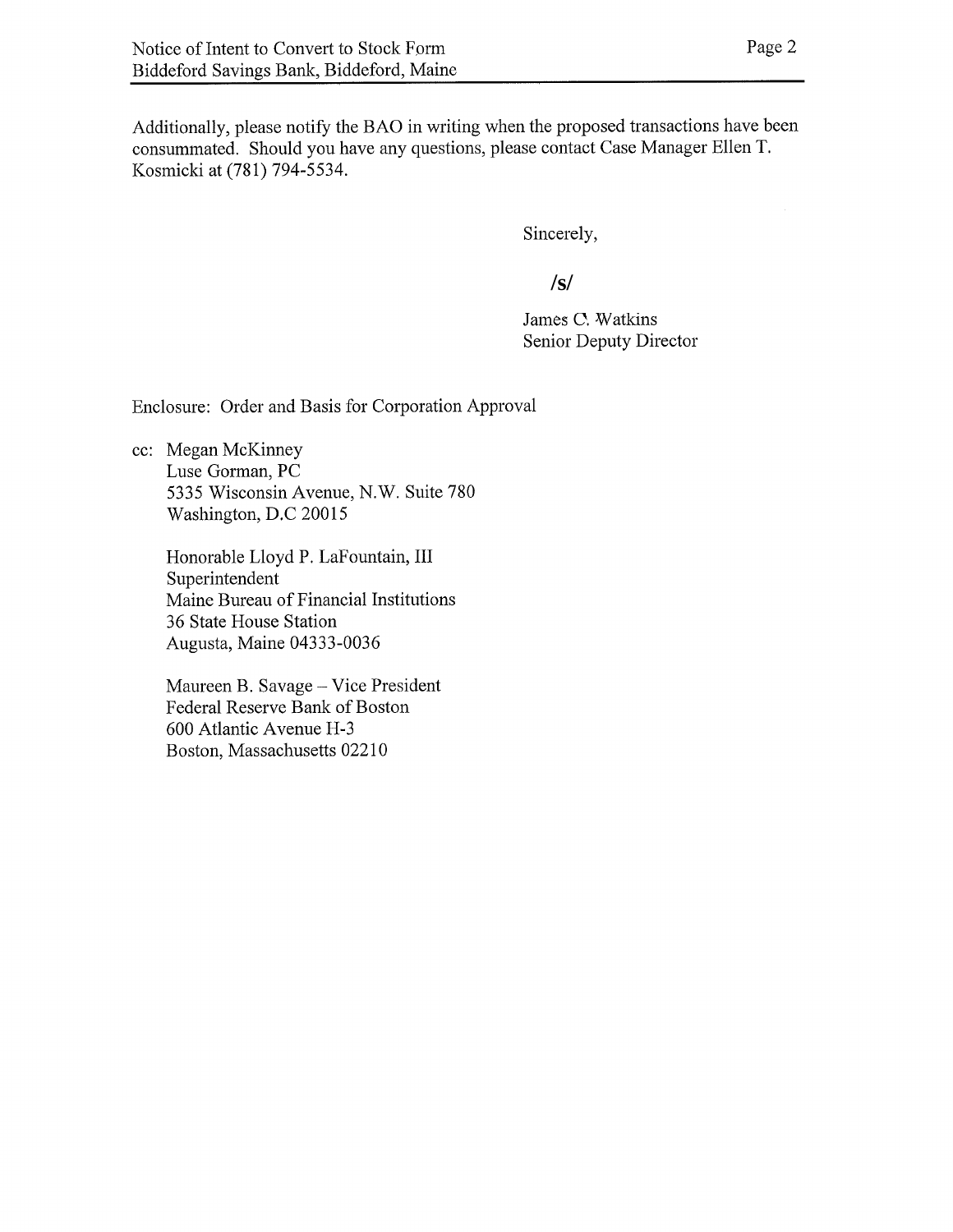Additionally, please notify the BAO in writing when the proposed transactions have been consummated. Should you have any questions, please contact Case Manager Ellen T. Kosmicki at (781) 794-5534.

Sincerely,

/s/

James C. Watkins
Senior Deputy Director

Enclosure: Order and Basis for Corporation Approval

cc: Megan McKinney
Luse Gorman, PC
5335 Wisconsin Avenue, N.W. Suite 780
Washington, D.C 20015

Honorable Lloyd P. LaFountain, III
Superintendent
Maine Bureau of Financial Institutions
36 State House Station
Augusta, Maine 04333-0036

Maureen B. Savage – Vice President
Federal Reserve Bank of Boston
600 Atlantic Avenue H-3
Boston, Massachusetts 02210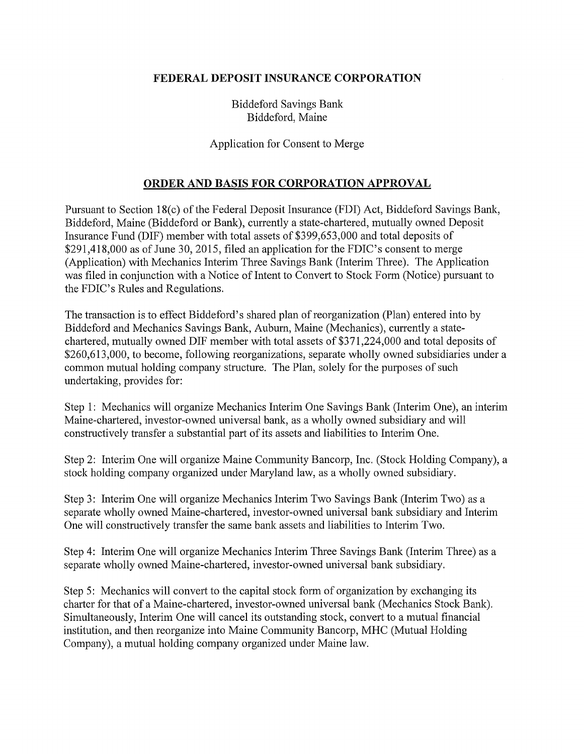**FEDERAL DEPOSIT INSURANCE CORPORATION**

Biddeford Savings Bank
Biddeford, Maine

Application for Consent to Merge

## ORDER AND BASIS FOR CORPORATION APPROVAL

Pursuant to Section 18(c) of the Federal Deposit Insurance (FDI) Act, Biddeford Savings Bank, Biddeford, Maine (Biddeford or Bank), currently a state-chartered, mutually owned Deposit Insurance Fund (DIF) member with total assets of $399,653,000 and total deposits of $291,418,000 as of June 30, 2015, filed an application for the FDIC's consent to merge (Application) with Mechanics Interim Three Savings Bank (Interim Three). The Application was filed in conjunction with a Notice of Intent to Convert to Stock Form (Notice) pursuant to the FDIC's Rules and Regulations.

The transaction is to effect Biddeford's shared plan of reorganization (Plan) entered into by Biddeford and Mechanics Savings Bank, Auburn, Maine (Mechanics), currently a state-chartered, mutually owned DIF member with total assets of $371,224,000 and total deposits of $260,613,000, to become, following reorganizations, separate wholly owned subsidiaries under a common mutual holding company structure. The Plan, solely for the purposes of such undertaking, provides for:

Step 1: Mechanics will organize Mechanics Interim One Savings Bank (Interim One), an interim Maine-chartered, investor-owned universal bank, as a wholly owned subsidiary and will constructively transfer a substantial part of its assets and liabilities to Interim One.

Step 2: Interim One will organize Maine Community Bancorp, Inc. (Stock Holding Company), a stock holding company organized under Maryland law, as a wholly owned subsidiary.

Step 3: Interim One will organize Mechanics Interim Two Savings Bank (Interim Two) as a separate wholly owned Maine-chartered, investor-owned universal bank subsidiary and Interim One will constructively transfer the same bank assets and liabilities to Interim Two.

Step 4: Interim One will organize Mechanics Interim Three Savings Bank (Interim Three) as a separate wholly owned Maine-chartered, investor-owned universal bank subsidiary.

Step 5: Mechanics will convert to the capital stock form of organization by exchanging its charter for that of a Maine-chartered, investor-owned universal bank (Mechanics Stock Bank). Simultaneously, Interim One will cancel its outstanding stock, convert to a mutual financial institution, and then reorganize into Maine Community Bancorp, MHC (Mutual Holding Company), a mutual holding company organized under Maine law.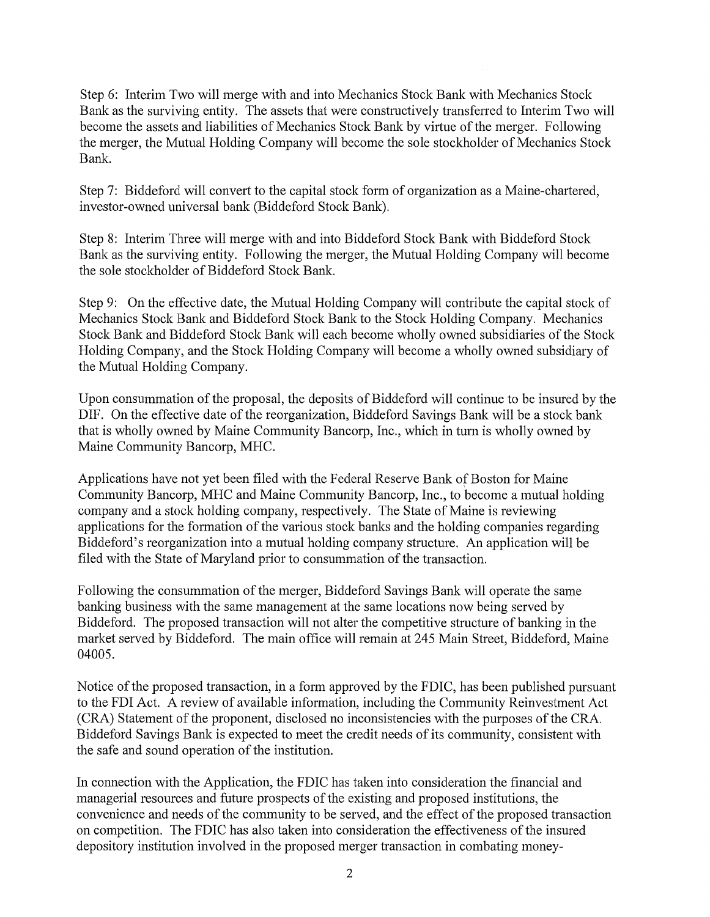Step 6: Interim Two will merge with and into Mechanics Stock Bank with Mechanics Stock Bank as the surviving entity. The assets that were constructively transferred to Interim Two will become the assets and liabilities of Mechanics Stock Bank by virtue of the merger. Following the merger, the Mutual Holding Company will become the sole stockholder of Mechanics Stock Bank.

Step 7: Biddeford will convert to the capital stock form of organization as a Maine-chartered, investor-owned universal bank (Biddeford Stock Bank).

Step 8: Interim Three will merge with and into Biddeford Stock Bank with Biddeford Stock Bank as the surviving entity. Following the merger, the Mutual Holding Company will become the sole stockholder of Biddeford Stock Bank.

Step 9: On the effective date, the Mutual Holding Company will contribute the capital stock of Mechanics Stock Bank and Biddeford Stock Bank to the Stock Holding Company. Mechanics Stock Bank and Biddeford Stock Bank will each become wholly owned subsidiaries of the Stock Holding Company, and the Stock Holding Company will become a wholly owned subsidiary of the Mutual Holding Company.

Upon consummation of the proposal, the deposits of Biddeford will continue to be insured by the DIF. On the effective date of the reorganization, Biddeford Savings Bank will be a stock bank that is wholly owned by Maine Community Bancorp, Inc., which in turn is wholly owned by Maine Community Bancorp, MHC.

Applications have not yet been filed with the Federal Reserve Bank of Boston for Maine Community Bancorp, MHC and Maine Community Bancorp, Inc., to become a mutual holding company and a stock holding company, respectively. The State of Maine is reviewing applications for the formation of the various stock banks and the holding companies regarding Biddeford's reorganization into a mutual holding company structure. An application will be filed with the State of Maryland prior to consummation of the transaction.

Following the consummation of the merger, Biddeford Savings Bank will operate the same banking business with the same management at the same locations now being served by Biddeford. The proposed transaction will not alter the competitive structure of banking in the market served by Biddeford. The main office will remain at 245 Main Street, Biddeford, Maine 04005.

Notice of the proposed transaction, in a form approved by the FDIC, has been published pursuant to the FDI Act. A review of available information, including the Community Reinvestment Act (CRA) Statement of the proponent, disclosed no inconsistencies with the purposes of the CRA. Biddeford Savings Bank is expected to meet the credit needs of its community, consistent with the safe and sound operation of the institution.

In connection with the Application, the FDIC has taken into consideration the financial and managerial resources and future prospects of the existing and proposed institutions, the convenience and needs of the community to be served, and the effect of the proposed transaction on competition. The FDIC has also taken into consideration the effectiveness of the insured depository institution involved in the proposed merger transaction in combating money-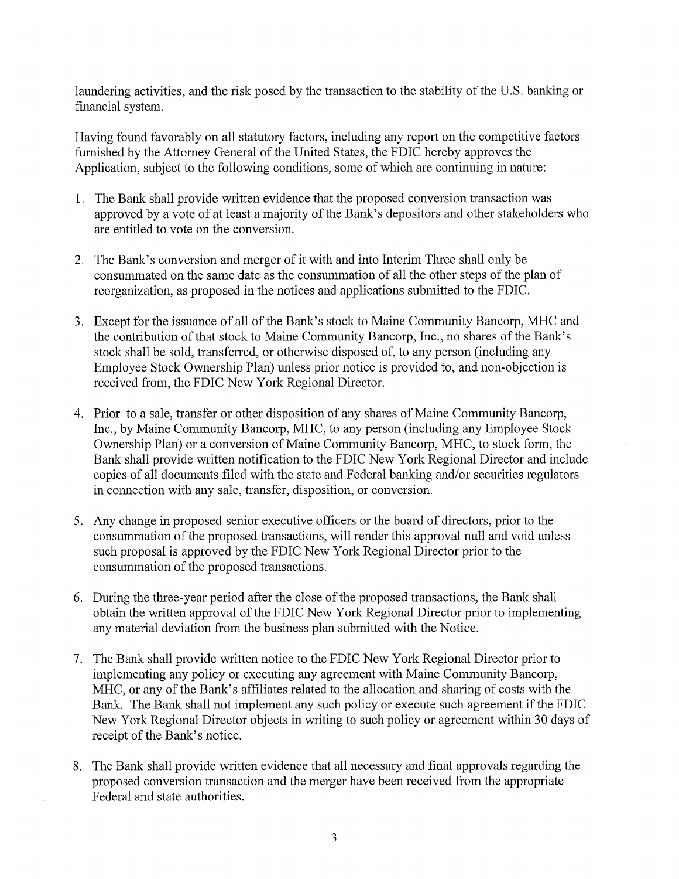laundering activities, and the risk posed by the transaction to the stability of the U.S. banking or financial system.

Having found favorably on all statutory factors, including any report on the competitive factors furnished by the Attorney General of the United States, the FDIC hereby approves the Application, subject to the following conditions, some of which are continuing in nature:

1. The Bank shall provide written evidence that the proposed conversion transaction was approved by a vote of at least a majority of the Bank's depositors and other stakeholders who are entitled to vote on the conversion.

2. The Bank's conversion and merger of it with and into Interim Three shall only be consummated on the same date as the consummation of all the other steps of the plan of reorganization, as proposed in the notices and applications submitted to the FDIC.

3. Except for the issuance of all of the Bank's stock to Maine Community Bancorp, MHC and the contribution of that stock to Maine Community Bancorp, Inc., no shares of the Bank's stock shall be sold, transferred, or otherwise disposed of, to any person (including any Employee Stock Ownership Plan) unless prior notice is provided to, and non-objection is received from, the FDIC New York Regional Director.

4. Prior to a sale, transfer or other disposition of any shares of Maine Community Bancorp, Inc., by Maine Community Bancorp, MHC, to any person (including any Employee Stock Ownership Plan) or a conversion of Maine Community Bancorp, MHC, to stock form, the Bank shall provide written notification to the FDIC New York Regional Director and include copies of all documents filed with the state and Federal banking and/or securities regulators in connection with any sale, transfer, disposition, or conversion.

5. Any change in proposed senior executive officers or the board of directors, prior to the consummation of the proposed transactions, will render this approval null and void unless such proposal is approved by the FDIC New York Regional Director prior to the consummation of the proposed transactions.

6. During the three-year period after the close of the proposed transactions, the Bank shall obtain the written approval of the FDIC New York Regional Director prior to implementing any material deviation from the business plan submitted with the Notice.

7. The Bank shall provide written notice to the FDIC New York Regional Director prior to implementing any policy or executing any agreement with Maine Community Bancorp, MHC, or any of the Bank's affiliates related to the allocation and sharing of costs with the Bank. The Bank shall not implement any such policy or execute such agreement if the FDIC New York Regional Director objects in writing to such policy or agreement within 30 days of receipt of the Bank's notice.

8. The Bank shall provide written evidence that all necessary and final approvals regarding the proposed conversion transaction and the merger have been received from the appropriate Federal and state authorities.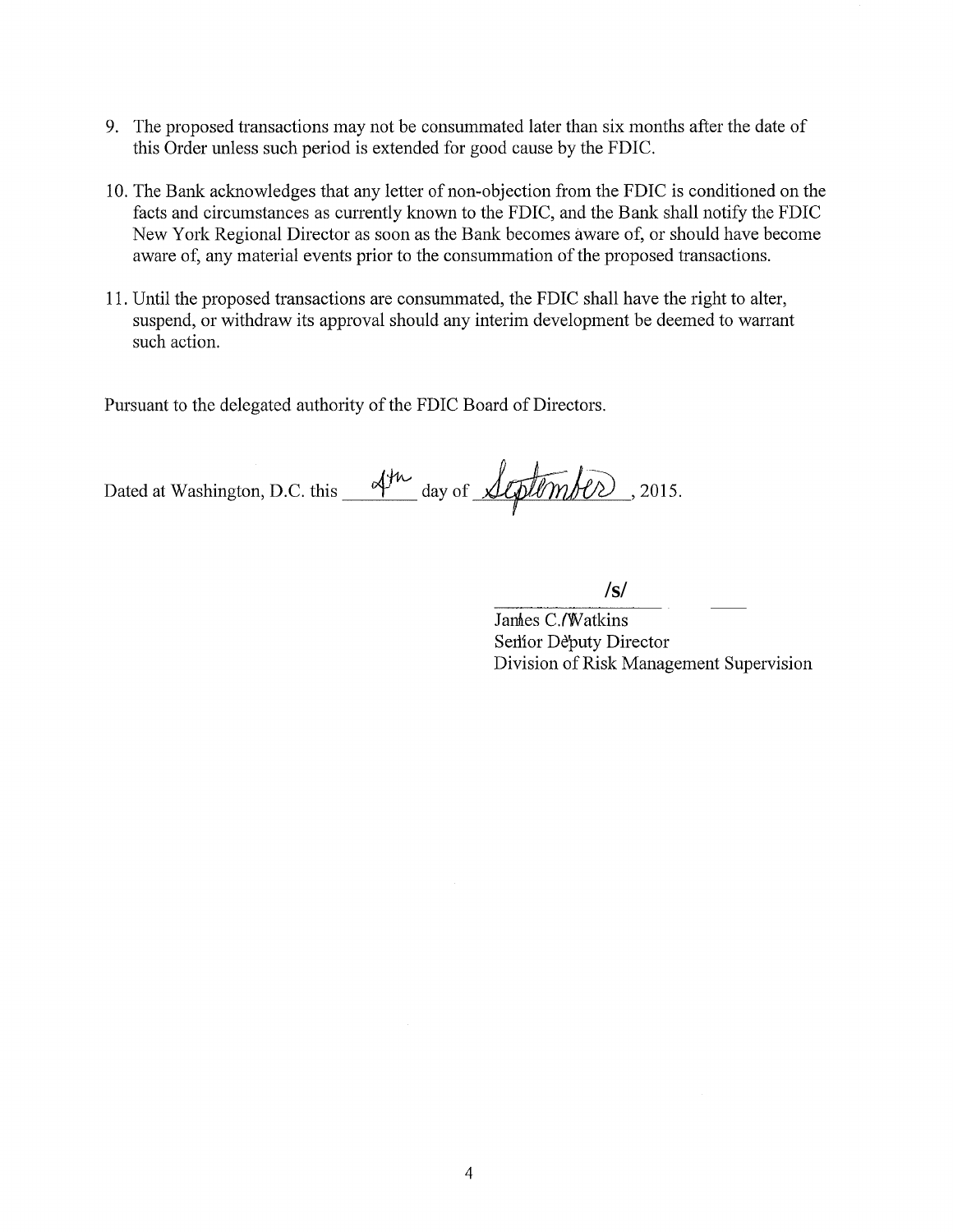9. The proposed transactions may not be consummated later than six months after the date of this Order unless such period is extended for good cause by the FDIC.

10. The Bank acknowledges that any letter of non-objection from the FDIC is conditioned on the facts and circumstances as currently known to the FDIC, and the Bank shall notify the FDIC New York Regional Director as soon as the Bank becomes aware of, or should have become aware of, any material events prior to the consummation of the proposed transactions.

11. Until the proposed transactions are consummated, the FDIC shall have the right to alter, suspend, or withdraw its approval should any interim development be deemed to warrant such action.

Pursuant to the delegated authority of the FDIC Board of Directors.

Dated at Washington, D.C. this 4th day of September, 2015.

/s/

James C. Watkins
Senior Deputy Director
Division of Risk Management Supervision